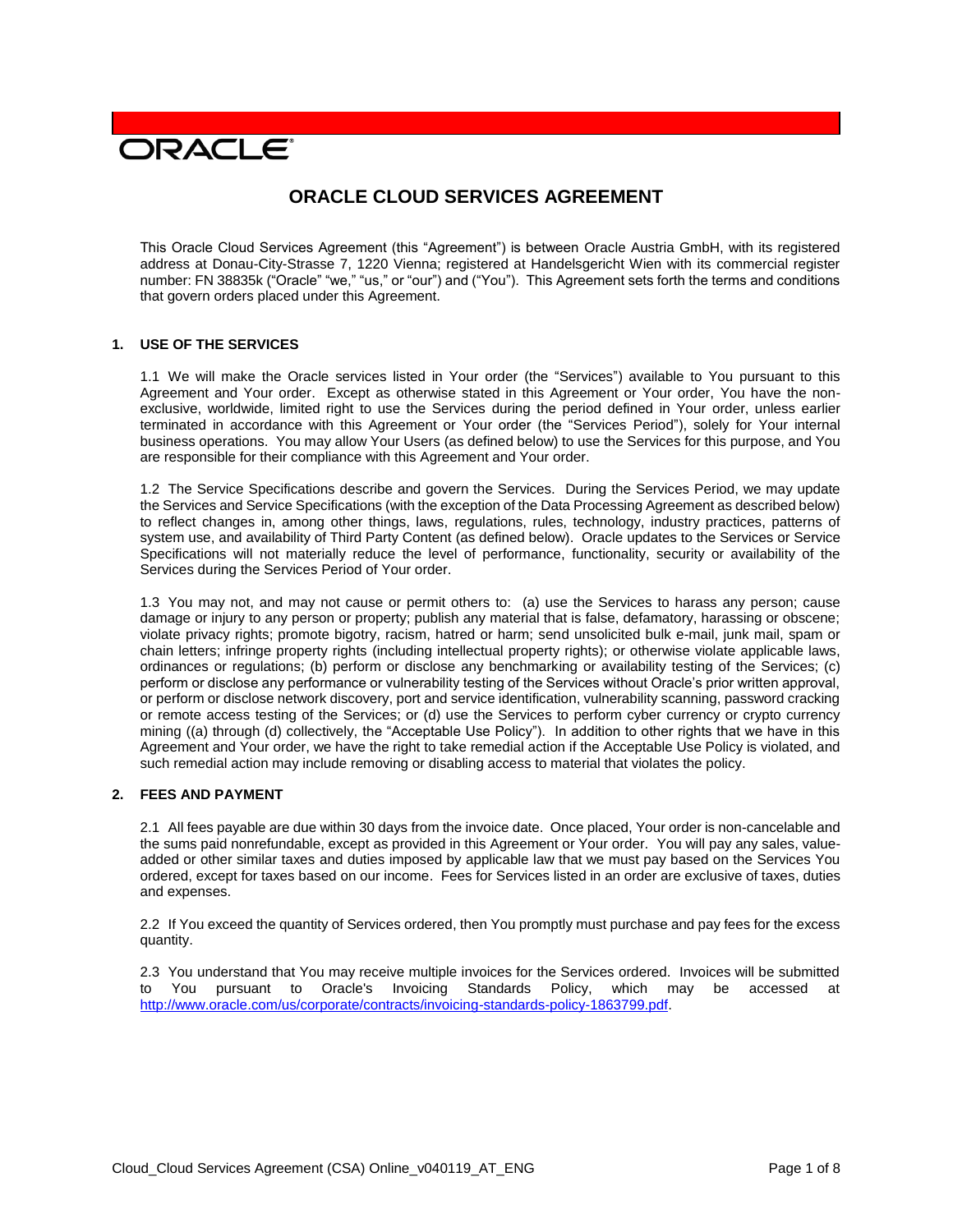ORACLE

# ORACLE CLOUD SERVICES AGREEMENT

This Oracle Cloud Services Agreement (this "Agreement") is between Oracle Austria GmbH, with its registered address at Donau-City-Strasse 7, 1220 Vienna; registered at Handelsgericht Wien with its commercial register number: FN 38835k ("Oracle" "we," "us," or "our") and ("You"). This Agreement sets forth the terms and conditions that govern orders placed under this Agreement.

## 1. USE OF THE SERVICES

1.1 We will make the Oracle services listed in Your order (the "Services") available to You pursuant to this Agreement and Your order. Except as otherwise stated in this Agreement or Your order, You have the non-exclusive, worldwide, limited right to use the Services during the period defined in Your order, unless earlier terminated in accordance with this Agreement or Your order (the "Services Period"), solely for Your internal business operations. You may allow Your Users (as defined below) to use the Services for this purpose, and You are responsible for their compliance with this Agreement and Your order.

1.2 The Service Specifications describe and govern the Services. During the Services Period, we may update the Services and Service Specifications (with the exception of the Data Processing Agreement as described below) to reflect changes in, among other things, laws, regulations, rules, technology, industry practices, patterns of system use, and availability of Third Party Content (as defined below). Oracle updates to the Services or Service Specifications will not materially reduce the level of performance, functionality, security or availability of the Services during the Services Period of Your order.

1.3 You may not, and may not cause or permit others to: (a) use the Services to harass any person; cause damage or injury to any person or property; publish any material that is false, defamatory, harassing or obscene; violate privacy rights; promote bigotry, racism, hatred or harm; send unsolicited bulk e-mail, junk mail, spam or chain letters; infringe property rights (including intellectual property rights); or otherwise violate applicable laws, ordinances or regulations; (b) perform or disclose any benchmarking or availability testing of the Services; (c) perform or disclose any performance or vulnerability testing of the Services without Oracle's prior written approval, or perform or disclose network discovery, port and service identification, vulnerability scanning, password cracking or remote access testing of the Services; or (d) use the Services to perform cyber currency or crypto currency mining ((a) through (d) collectively, the "Acceptable Use Policy"). In addition to other rights that we have in this Agreement and Your order, we have the right to take remedial action if the Acceptable Use Policy is violated, and such remedial action may include removing or disabling access to material that violates the policy.

## 2. FEES AND PAYMENT

2.1 All fees payable are due within 30 days from the invoice date. Once placed, Your order is non-cancelable and the sums paid nonrefundable, except as provided in this Agreement or Your order. You will pay any sales, value-added or other similar taxes and duties imposed by applicable law that we must pay based on the Services You ordered, except for taxes based on our income. Fees for Services listed in an order are exclusive of taxes, duties and expenses.

2.2 If You exceed the quantity of Services ordered, then You promptly must purchase and pay fees for the excess quantity.

2.3 You understand that You may receive multiple invoices for the Services ordered. Invoices will be submitted to You pursuant to Oracle's Invoicing Standards Policy, which may be accessed at http://www.oracle.com/us/corporate/contracts/invoicing-standards-policy-1863799.pdf.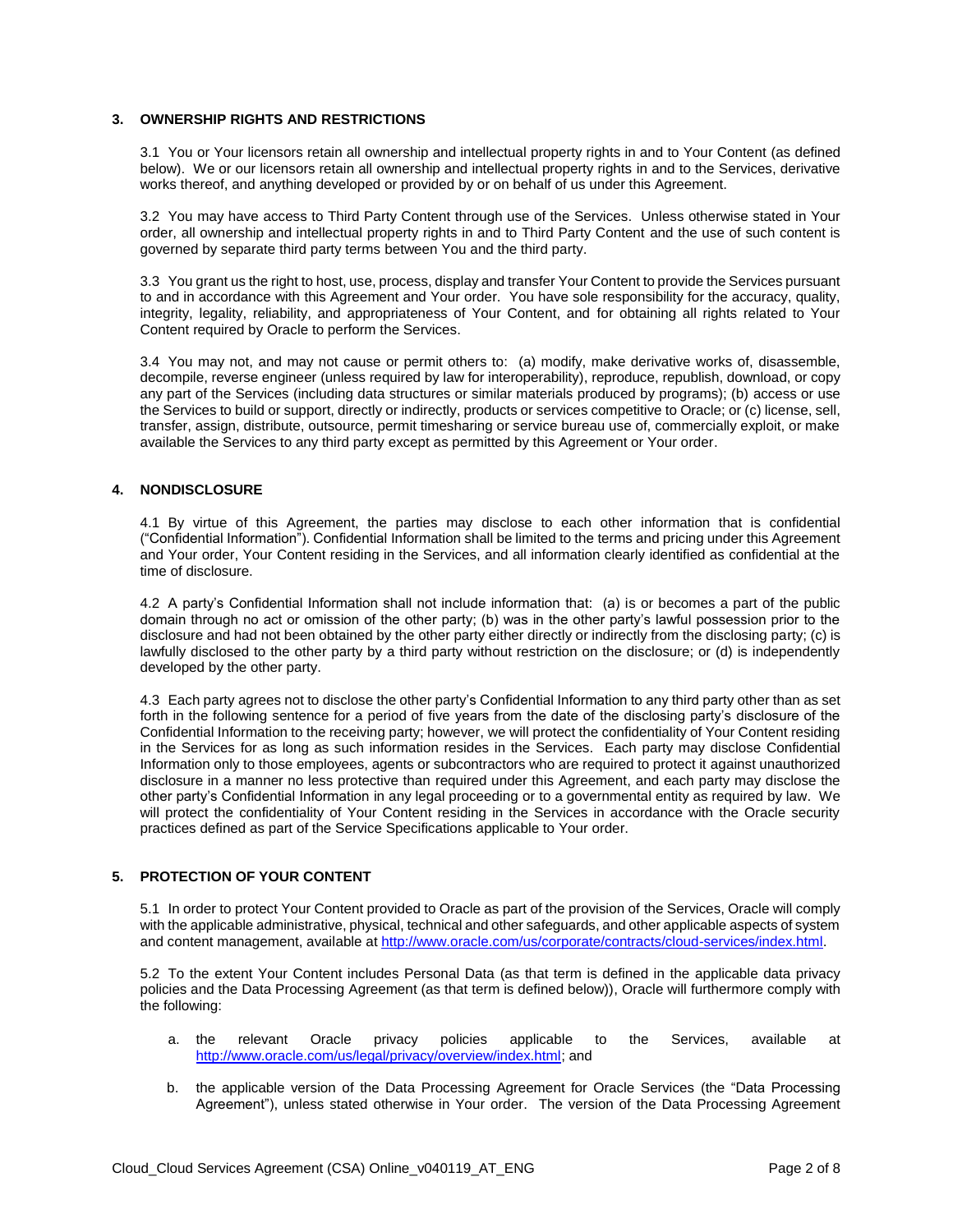## 3. OWNERSHIP RIGHTS AND RESTRICTIONS

3.1 You or Your licensors retain all ownership and intellectual property rights in and to Your Content (as defined below). We or our licensors retain all ownership and intellectual property rights in and to the Services, derivative works thereof, and anything developed or provided by or on behalf of us under this Agreement.

3.2 You may have access to Third Party Content through use of the Services. Unless otherwise stated in Your order, all ownership and intellectual property rights in and to Third Party Content and the use of such content is governed by separate third party terms between You and the third party.

3.3 You grant us the right to host, use, process, display and transfer Your Content to provide the Services pursuant to and in accordance with this Agreement and Your order. You have sole responsibility for the accuracy, quality, integrity, legality, reliability, and appropriateness of Your Content, and for obtaining all rights related to Your Content required by Oracle to perform the Services.

3.4 You may not, and may not cause or permit others to: (a) modify, make derivative works of, disassemble, decompile, reverse engineer (unless required by law for interoperability), reproduce, republish, download, or copy any part of the Services (including data structures or similar materials produced by programs); (b) access or use the Services to build or support, directly or indirectly, products or services competitive to Oracle; or (c) license, sell, transfer, assign, distribute, outsource, permit timesharing or service bureau use of, commercially exploit, or make available the Services to any third party except as permitted by this Agreement or Your order.

## 4. NONDISCLOSURE

4.1 By virtue of this Agreement, the parties may disclose to each other information that is confidential ("Confidential Information"). Confidential Information shall be limited to the terms and pricing under this Agreement and Your order, Your Content residing in the Services, and all information clearly identified as confidential at the time of disclosure.

4.2 A party's Confidential Information shall not include information that: (a) is or becomes a part of the public domain through no act or omission of the other party; (b) was in the other party's lawful possession prior to the disclosure and had not been obtained by the other party either directly or indirectly from the disclosing party; (c) is lawfully disclosed to the other party by a third party without restriction on the disclosure; or (d) is independently developed by the other party.

4.3 Each party agrees not to disclose the other party's Confidential Information to any third party other than as set forth in the following sentence for a period of five years from the date of the disclosing party's disclosure of the Confidential Information to the receiving party; however, we will protect the confidentiality of Your Content residing in the Services for as long as such information resides in the Services. Each party may disclose Confidential Information only to those employees, agents or subcontractors who are required to protect it against unauthorized disclosure in a manner no less protective than required under this Agreement, and each party may disclose the other party's Confidential Information in any legal proceeding or to a governmental entity as required by law. We will protect the confidentiality of Your Content residing in the Services in accordance with the Oracle security practices defined as part of the Service Specifications applicable to Your order.

## 5. PROTECTION OF YOUR CONTENT

5.1 In order to protect Your Content provided to Oracle as part of the provision of the Services, Oracle will comply with the applicable administrative, physical, technical and other safeguards, and other applicable aspects of system and content management, available at http://www.oracle.com/us/corporate/contracts/cloud-services/index.html.

5.2 To the extent Your Content includes Personal Data (as that term is defined in the applicable data privacy policies and the Data Processing Agreement (as that term is defined below)), Oracle will furthermore comply with the following:

a. the relevant Oracle privacy policies applicable to the Services, available at http://www.oracle.com/us/legal/privacy/overview/index.html; and

b. the applicable version of the Data Processing Agreement for Oracle Services (the "Data Processing Agreement"), unless stated otherwise in Your order. The version of the Data Processing Agreement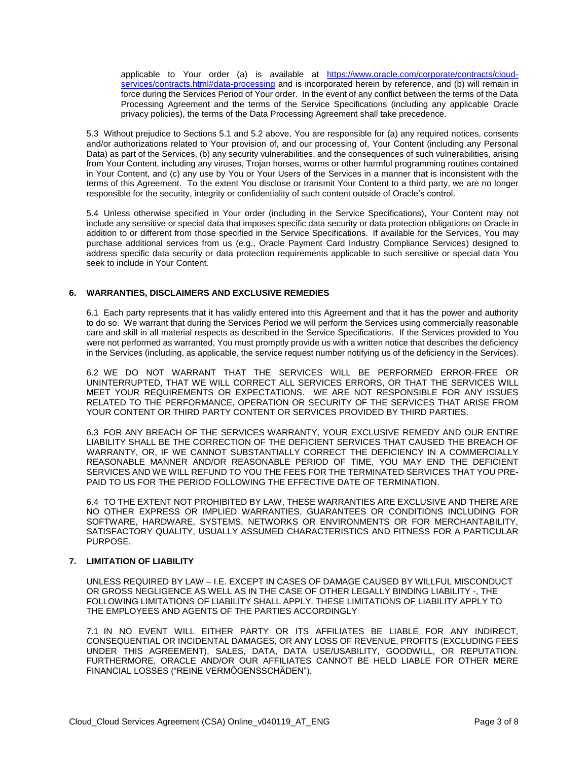applicable to Your order (a) is available at [https://www.oracle.com/corporate/contracts/cloud-services/contracts.html#data-processing](https://www.oracle.com/corporate/contracts/cloud-services/contracts.html#data-processing) and is incorporated herein by reference, and (b) will remain in force during the Services Period of Your order. In the event of any conflict between the terms of the Data Processing Agreement and the terms of the Service Specifications (including any applicable Oracle privacy policies), the terms of the Data Processing Agreement shall take precedence.

5.3 Without prejudice to Sections 5.1 and 5.2 above, You are responsible for (a) any required notices, consents and/or authorizations related to Your provision of, and our processing of, Your Content (including any Personal Data) as part of the Services, (b) any security vulnerabilities, and the consequences of such vulnerabilities, arising from Your Content, including any viruses, Trojan horses, worms or other harmful programming routines contained in Your Content, and (c) any use by You or Your Users of the Services in a manner that is inconsistent with the terms of this Agreement. To the extent You disclose or transmit Your Content to a third party, we are no longer responsible for the security, integrity or confidentiality of such content outside of Oracle's control.

5.4 Unless otherwise specified in Your order (including in the Service Specifications), Your Content may not include any sensitive or special data that imposes specific data security or data protection obligations on Oracle in addition to or different from those specified in the Service Specifications. If available for the Services, You may purchase additional services from us (e.g., Oracle Payment Card Industry Compliance Services) designed to address specific data security or data protection requirements applicable to such sensitive or special data You seek to include in Your Content.

## 6. WARRANTIES, DISCLAIMERS AND EXCLUSIVE REMEDIES

6.1 Each party represents that it has validly entered into this Agreement and that it has the power and authority to do so. We warrant that during the Services Period we will perform the Services using commercially reasonable care and skill in all material respects as described in the Service Specifications. If the Services provided to You were not performed as warranted, You must promptly provide us with a written notice that describes the deficiency in the Services (including, as applicable, the service request number notifying us of the deficiency in the Services).

6.2 WE DO NOT WARRANT THAT THE SERVICES WILL BE PERFORMED ERROR-FREE OR UNINTERRUPTED, THAT WE WILL CORRECT ALL SERVICES ERRORS, OR THAT THE SERVICES WILL MEET YOUR REQUIREMENTS OR EXPECTATIONS. WE ARE NOT RESPONSIBLE FOR ANY ISSUES RELATED TO THE PERFORMANCE, OPERATION OR SECURITY OF THE SERVICES THAT ARISE FROM YOUR CONTENT OR THIRD PARTY CONTENT OR SERVICES PROVIDED BY THIRD PARTIES.

6.3 FOR ANY BREACH OF THE SERVICES WARRANTY, YOUR EXCLUSIVE REMEDY AND OUR ENTIRE LIABILITY SHALL BE THE CORRECTION OF THE DEFICIENT SERVICES THAT CAUSED THE BREACH OF WARRANTY, OR, IF WE CANNOT SUBSTANTIALLY CORRECT THE DEFICIENCY IN A COMMERCIALLY REASONABLE MANNER AND/OR REASONABLE PERIOD OF TIME, YOU MAY END THE DEFICIENT SERVICES AND WE WILL REFUND TO YOU THE FEES FOR THE TERMINATED SERVICES THAT YOU PRE-PAID TO US FOR THE PERIOD FOLLOWING THE EFFECTIVE DATE OF TERMINATION.

6.4 TO THE EXTENT NOT PROHIBITED BY LAW, THESE WARRANTIES ARE EXCLUSIVE AND THERE ARE NO OTHER EXPRESS OR IMPLIED WARRANTIES, GUARANTEES OR CONDITIONS INCLUDING FOR SOFTWARE, HARDWARE, SYSTEMS, NETWORKS OR ENVIRONMENTS OR FOR MERCHANTABILITY, SATISFACTORY QUALITY, USUALLY ASSUMED CHARACTERISTICS AND FITNESS FOR A PARTICULAR PURPOSE.

## 7. LIMITATION OF LIABILITY

UNLESS REQUIRED BY LAW – I.E. EXCEPT IN CASES OF DAMAGE CAUSED BY WILLFUL MISCONDUCT OR GROSS NEGLIGENCE AS WELL AS IN THE CASE OF OTHER LEGALLY BINDING LIABILITY -, THE FOLLOWING LIMITATIONS OF LIABILITY SHALL APPLY. THESE LIMITATIONS OF LIABILITY APPLY TO THE EMPLOYEES AND AGENTS OF THE PARTIES ACCORDINGLY

7.1 IN NO EVENT WILL EITHER PARTY OR ITS AFFILIATES BE LIABLE FOR ANY INDIRECT, CONSEQUENTIAL OR INCIDENTAL DAMAGES, OR ANY LOSS OF REVENUE, PROFITS (EXCLUDING FEES UNDER THIS AGREEMENT), SALES, DATA, DATA USE/USABILITY, GOODWILL, OR REPUTATION. FURTHERMORE, ORACLE AND/OR OUR AFFILIATES CANNOT BE HELD LIABLE FOR OTHER MERE FINANCIAL LOSSES ("REINE VERMÖGENSSCHÄDEN").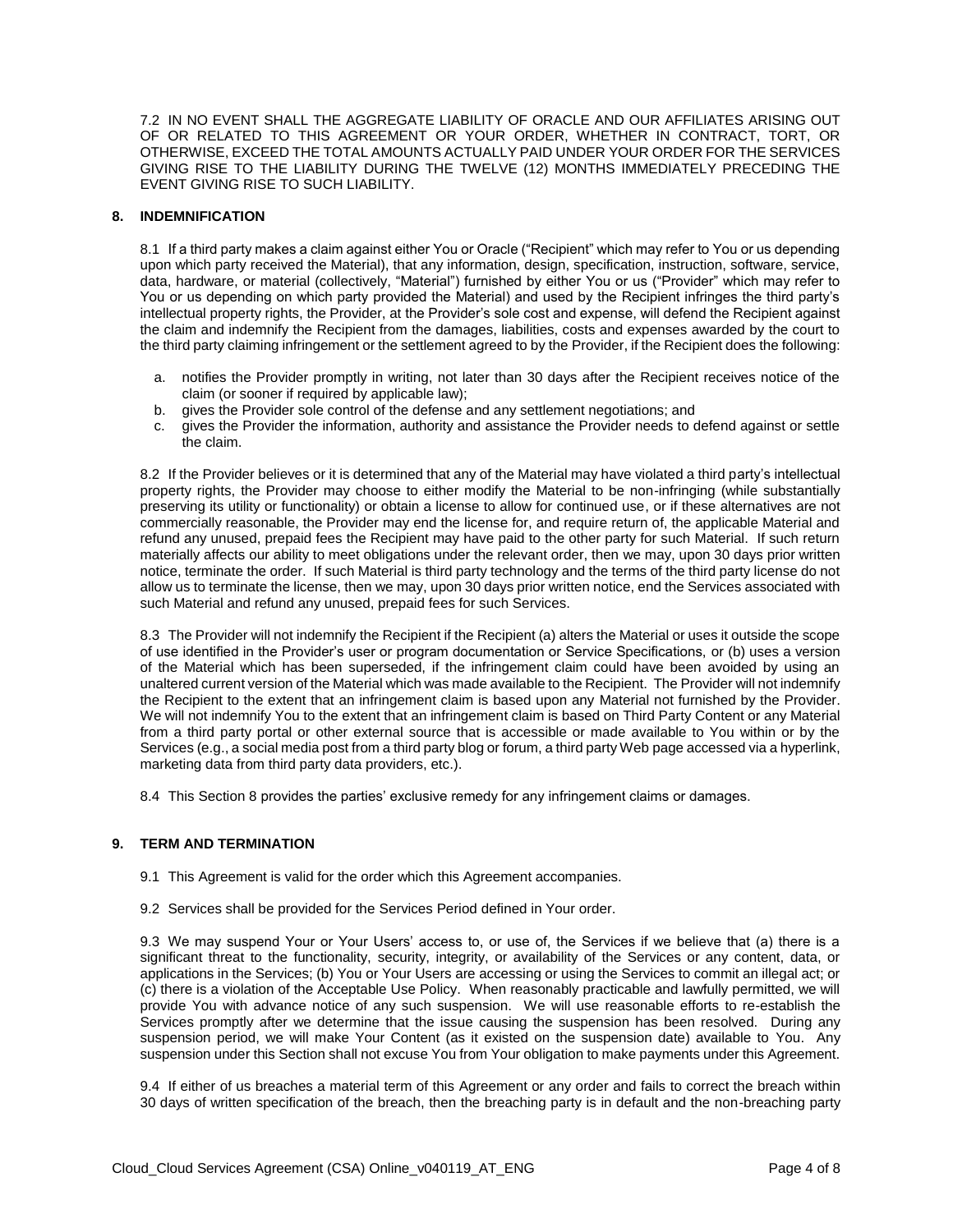7.2 IN NO EVENT SHALL THE AGGREGATE LIABILITY OF ORACLE AND OUR AFFILIATES ARISING OUT OF OR RELATED TO THIS AGREEMENT OR YOUR ORDER, WHETHER IN CONTRACT, TORT, OR OTHERWISE, EXCEED THE TOTAL AMOUNTS ACTUALLY PAID UNDER YOUR ORDER FOR THE SERVICES GIVING RISE TO THE LIABILITY DURING THE TWELVE (12) MONTHS IMMEDIATELY PRECEDING THE EVENT GIVING RISE TO SUCH LIABILITY.

## 8. INDEMNIFICATION

8.1 If a third party makes a claim against either You or Oracle ("Recipient" which may refer to You or us depending upon which party received the Material), that any information, design, specification, instruction, software, service, data, hardware, or material (collectively, "Material") furnished by either You or us ("Provider" which may refer to You or us depending on which party provided the Material) and used by the Recipient infringes the third party's intellectual property rights, the Provider, at the Provider's sole cost and expense, will defend the Recipient against the claim and indemnify the Recipient from the damages, liabilities, costs and expenses awarded by the court to the third party claiming infringement or the settlement agreed to by the Provider, if the Recipient does the following:

a. notifies the Provider promptly in writing, not later than 30 days after the Recipient receives notice of the claim (or sooner if required by applicable law);
b. gives the Provider sole control of the defense and any settlement negotiations; and
c. gives the Provider the information, authority and assistance the Provider needs to defend against or settle the claim.

8.2 If the Provider believes or it is determined that any of the Material may have violated a third party's intellectual property rights, the Provider may choose to either modify the Material to be non-infringing (while substantially preserving its utility or functionality) or obtain a license to allow for continued use, or if these alternatives are not commercially reasonable, the Provider may end the license for, and require return of, the applicable Material and refund any unused, prepaid fees the Recipient may have paid to the other party for such Material. If such return materially affects our ability to meet obligations under the relevant order, then we may, upon 30 days prior written notice, terminate the order. If such Material is third party technology and the terms of the third party license do not allow us to terminate the license, then we may, upon 30 days prior written notice, end the Services associated with such Material and refund any unused, prepaid fees for such Services.

8.3 The Provider will not indemnify the Recipient if the Recipient (a) alters the Material or uses it outside the scope of use identified in the Provider's user or program documentation or Service Specifications, or (b) uses a version of the Material which has been superseded, if the infringement claim could have been avoided by using an unaltered current version of the Material which was made available to the Recipient. The Provider will not indemnify the Recipient to the extent that an infringement claim is based upon any Material not furnished by the Provider. We will not indemnify You to the extent that an infringement claim is based on Third Party Content or any Material from a third party portal or other external source that is accessible or made available to You within or by the Services (e.g., a social media post from a third party blog or forum, a third party Web page accessed via a hyperlink, marketing data from third party data providers, etc.).

8.4 This Section 8 provides the parties' exclusive remedy for any infringement claims or damages.

## 9. TERM AND TERMINATION

9.1 This Agreement is valid for the order which this Agreement accompanies.

9.2 Services shall be provided for the Services Period defined in Your order.

9.3 We may suspend Your or Your Users' access to, or use of, the Services if we believe that (a) there is a significant threat to the functionality, security, integrity, or availability of the Services or any content, data, or applications in the Services; (b) You or Your Users are accessing or using the Services to commit an illegal act; or (c) there is a violation of the Acceptable Use Policy. When reasonably practicable and lawfully permitted, we will provide You with advance notice of any such suspension. We will use reasonable efforts to re-establish the Services promptly after we determine that the issue causing the suspension has been resolved. During any suspension period, we will make Your Content (as it existed on the suspension date) available to You. Any suspension under this Section shall not excuse You from Your obligation to make payments under this Agreement.

9.4 If either of us breaches a material term of this Agreement or any order and fails to correct the breach within 30 days of written specification of the breach, then the breaching party is in default and the non-breaching party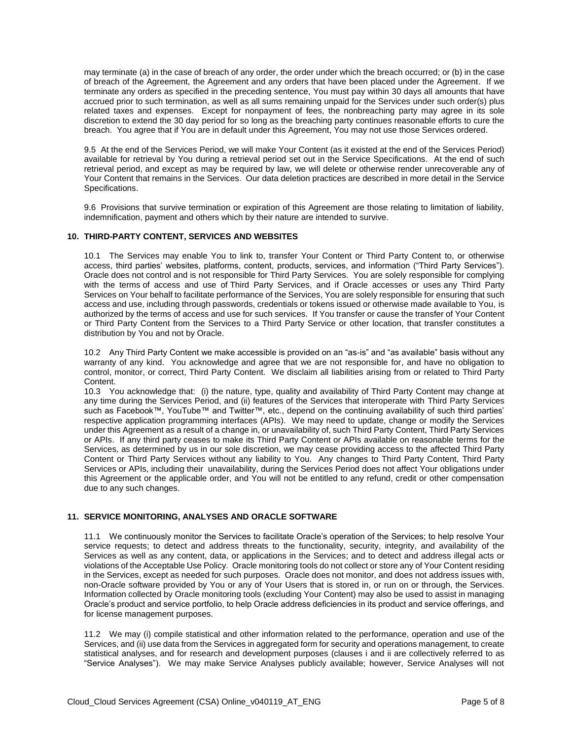may terminate (a) in the case of breach of any order, the order under which the breach occurred; or (b) in the case of breach of the Agreement, the Agreement and any orders that have been placed under the Agreement. If we terminate any orders as specified in the preceding sentence, You must pay within 30 days all amounts that have accrued prior to such termination, as well as all sums remaining unpaid for the Services under such order(s) plus related taxes and expenses. Except for nonpayment of fees, the nonbreaching party may agree in its sole discretion to extend the 30 day period for so long as the breaching party continues reasonable efforts to cure the breach. You agree that if You are in default under this Agreement, You may not use those Services ordered.

9.5 At the end of the Services Period, we will make Your Content (as it existed at the end of the Services Period) available for retrieval by You during a retrieval period set out in the Service Specifications. At the end of such retrieval period, and except as may be required by law, we will delete or otherwise render unrecoverable any of Your Content that remains in the Services. Our data deletion practices are described in more detail in the Service Specifications.

9.6 Provisions that survive termination or expiration of this Agreement are those relating to limitation of liability, indemnification, payment and others which by their nature are intended to survive.

### 10. THIRD-PARTY CONTENT, SERVICES AND WEBSITES

10.1 The Services may enable You to link to, transfer Your Content or Third Party Content to, or otherwise access, third parties' websites, platforms, content, products, services, and information ("Third Party Services"). Oracle does not control and is not responsible for Third Party Services. You are solely responsible for complying with the terms of access and use of Third Party Services, and if Oracle accesses or uses any Third Party Services on Your behalf to facilitate performance of the Services, You are solely responsible for ensuring that such access and use, including through passwords, credentials or tokens issued or otherwise made available to You, is authorized by the terms of access and use for such services. If You transfer or cause the transfer of Your Content or Third Party Content from the Services to a Third Party Service or other location, that transfer constitutes a distribution by You and not by Oracle.

10.2 Any Third Party Content we make accessible is provided on an "as-is" and "as available" basis without any warranty of any kind. You acknowledge and agree that we are not responsible for, and have no obligation to control, monitor, or correct, Third Party Content. We disclaim all liabilities arising from or related to Third Party Content.

10.3 You acknowledge that: (i) the nature, type, quality and availability of Third Party Content may change at any time during the Services Period, and (ii) features of the Services that interoperate with Third Party Services such as Facebook™, YouTube™ and Twitter™, etc., depend on the continuing availability of such third parties' respective application programming interfaces (APIs). We may need to update, change or modify the Services under this Agreement as a result of a change in, or unavailability of, such Third Party Content, Third Party Services or APIs. If any third party ceases to make its Third Party Content or APIs available on reasonable terms for the Services, as determined by us in our sole discretion, we may cease providing access to the affected Third Party Content or Third Party Services without any liability to You. Any changes to Third Party Content, Third Party Services or APIs, including their unavailability, during the Services Period does not affect Your obligations under this Agreement or the applicable order, and You will not be entitled to any refund, credit or other compensation due to any such changes.

### 11. SERVICE MONITORING, ANALYSES AND ORACLE SOFTWARE

11.1 We continuously monitor the Services to facilitate Oracle's operation of the Services; to help resolve Your service requests; to detect and address threats to the functionality, security, integrity, and availability of the Services as well as any content, data, or applications in the Services; and to detect and address illegal acts or violations of the Acceptable Use Policy. Oracle monitoring tools do not collect or store any of Your Content residing in the Services, except as needed for such purposes. Oracle does not monitor, and does not address issues with, non-Oracle software provided by You or any of Your Users that is stored in, or run on or through, the Services. Information collected by Oracle monitoring tools (excluding Your Content) may also be used to assist in managing Oracle's product and service portfolio, to help Oracle address deficiencies in its product and service offerings, and for license management purposes.

11.2 We may (i) compile statistical and other information related to the performance, operation and use of the Services, and (ii) use data from the Services in aggregated form for security and operations management, to create statistical analyses, and for research and development purposes (clauses i and ii are collectively referred to as "Service Analyses"). We may make Service Analyses publicly available; however, Service Analyses will not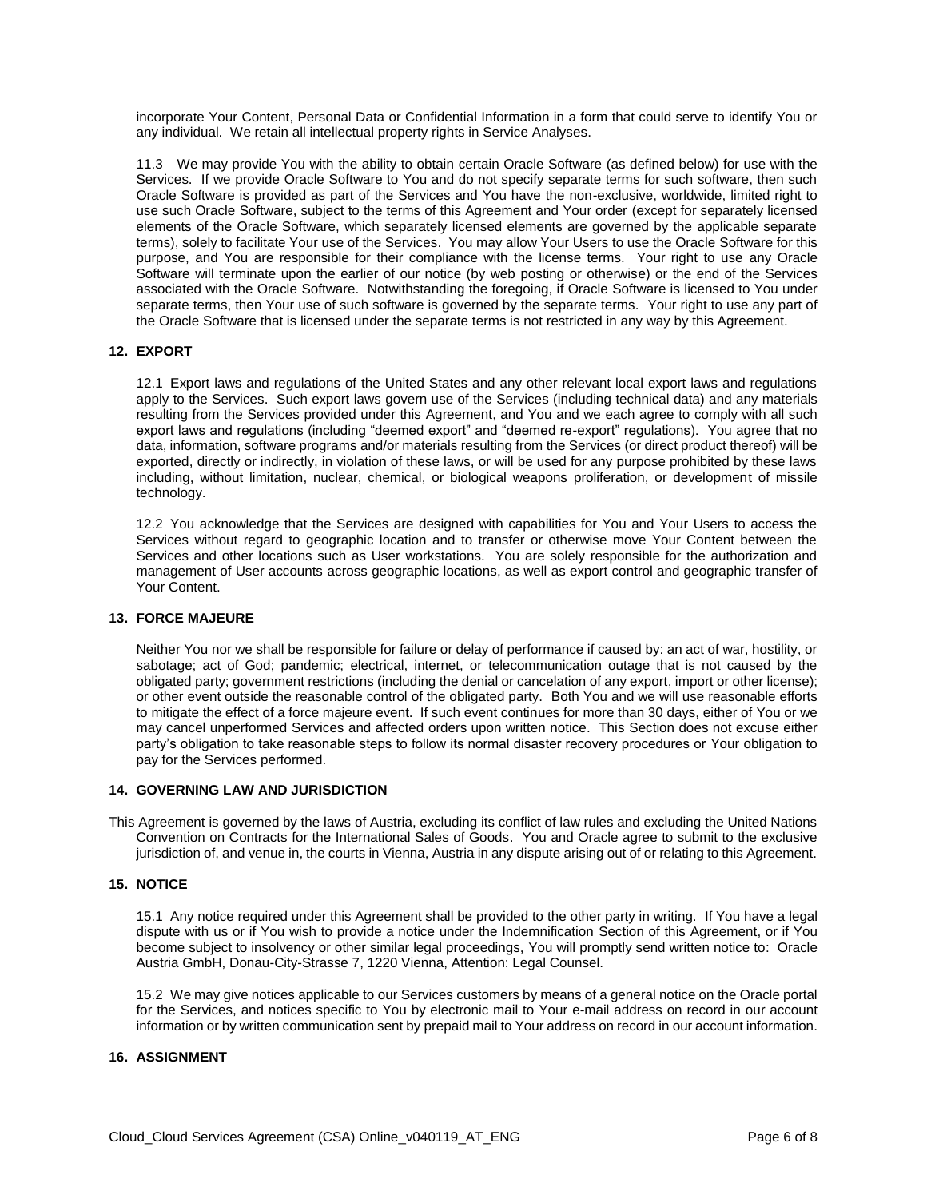incorporate Your Content, Personal Data or Confidential Information in a form that could serve to identify You or any individual. We retain all intellectual property rights in Service Analyses.

11.3 We may provide You with the ability to obtain certain Oracle Software (as defined below) for use with the Services. If we provide Oracle Software to You and do not specify separate terms for such software, then such Oracle Software is provided as part of the Services and You have the non-exclusive, worldwide, limited right to use such Oracle Software, subject to the terms of this Agreement and Your order (except for separately licensed elements of the Oracle Software, which separately licensed elements are governed by the applicable separate terms), solely to facilitate Your use of the Services. You may allow Your Users to use the Oracle Software for this purpose, and You are responsible for their compliance with the license terms. Your right to use any Oracle Software will terminate upon the earlier of our notice (by web posting or otherwise) or the end of the Services associated with the Oracle Software. Notwithstanding the foregoing, if Oracle Software is licensed to You under separate terms, then Your use of such software is governed by the separate terms. Your right to use any part of the Oracle Software that is licensed under the separate terms is not restricted in any way by this Agreement.

## 12. EXPORT

12.1 Export laws and regulations of the United States and any other relevant local export laws and regulations apply to the Services. Such export laws govern use of the Services (including technical data) and any materials resulting from the Services provided under this Agreement, and You and we each agree to comply with all such export laws and regulations (including "deemed export" and "deemed re-export" regulations). You agree that no data, information, software programs and/or materials resulting from the Services (or direct product thereof) will be exported, directly or indirectly, in violation of these laws, or will be used for any purpose prohibited by these laws including, without limitation, nuclear, chemical, or biological weapons proliferation, or development of missile technology.

12.2 You acknowledge that the Services are designed with capabilities for You and Your Users to access the Services without regard to geographic location and to transfer or otherwise move Your Content between the Services and other locations such as User workstations. You are solely responsible for the authorization and management of User accounts across geographic locations, as well as export control and geographic transfer of Your Content.

## 13. FORCE MAJEURE

Neither You nor we shall be responsible for failure or delay of performance if caused by: an act of war, hostility, or sabotage; act of God; pandemic; electrical, internet, or telecommunication outage that is not caused by the obligated party; government restrictions (including the denial or cancelation of any export, import or other license); or other event outside the reasonable control of the obligated party. Both You and we will use reasonable efforts to mitigate the effect of a force majeure event. If such event continues for more than 30 days, either of You or we may cancel unperformed Services and affected orders upon written notice. This Section does not excuse either party's obligation to take reasonable steps to follow its normal disaster recovery procedures or Your obligation to pay for the Services performed.

## 14. GOVERNING LAW AND JURISDICTION

This Agreement is governed by the laws of Austria, excluding its conflict of law rules and excluding the United Nations Convention on Contracts for the International Sales of Goods. You and Oracle agree to submit to the exclusive jurisdiction of, and venue in, the courts in Vienna, Austria in any dispute arising out of or relating to this Agreement.

## 15. NOTICE

15.1 Any notice required under this Agreement shall be provided to the other party in writing. If You have a legal dispute with us or if You wish to provide a notice under the Indemnification Section of this Agreement, or if You become subject to insolvency or other similar legal proceedings, You will promptly send written notice to: Oracle Austria GmbH, Donau-City-Strasse 7, 1220 Vienna, Attention: Legal Counsel.

15.2 We may give notices applicable to our Services customers by means of a general notice on the Oracle portal for the Services, and notices specific to You by electronic mail to Your e-mail address on record in our account information or by written communication sent by prepaid mail to Your address on record in our account information.

## 16. ASSIGNMENT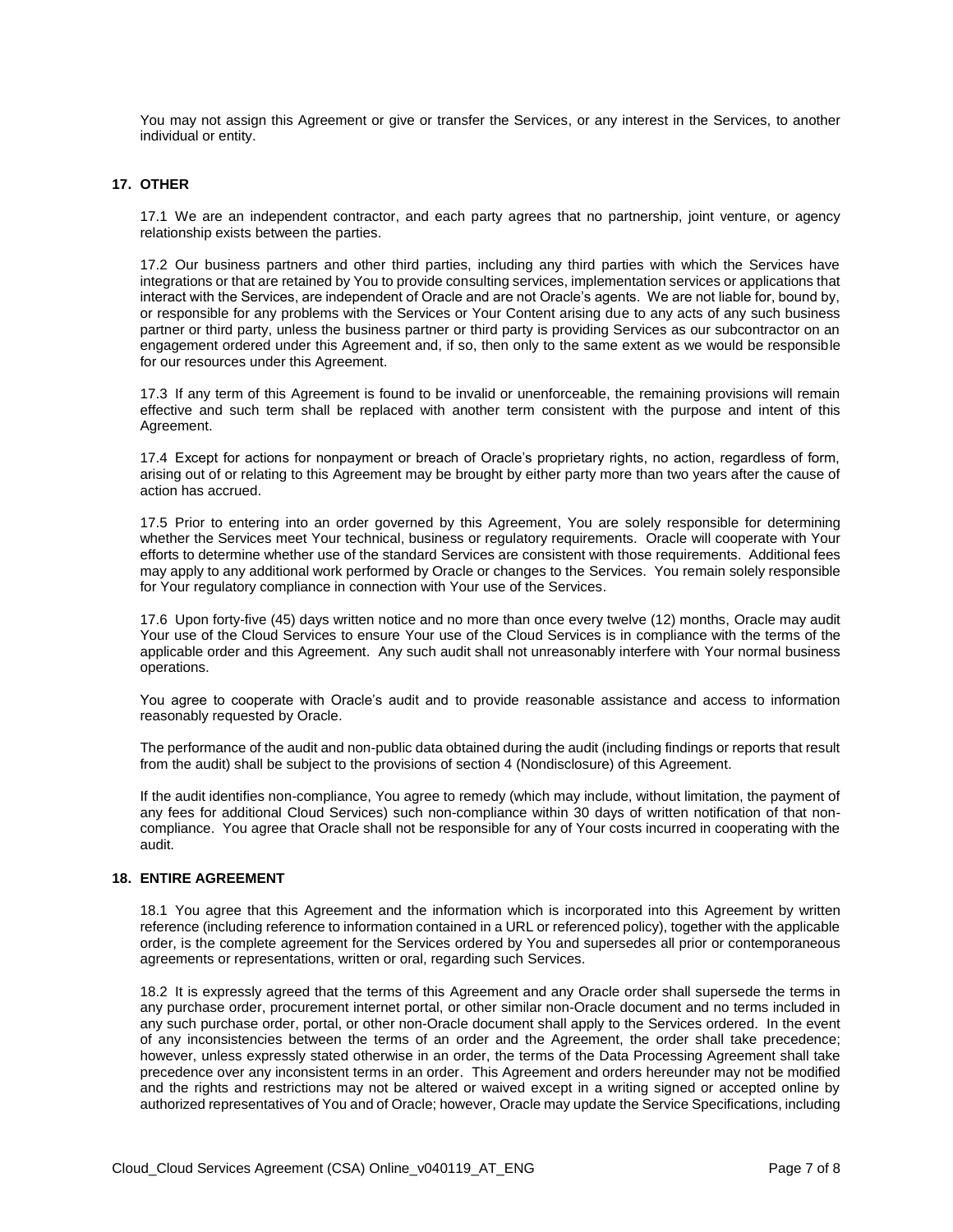You may not assign this Agreement or give or transfer the Services, or any interest in the Services, to another individual or entity.

## 17. OTHER

17.1 We are an independent contractor, and each party agrees that no partnership, joint venture, or agency relationship exists between the parties.

17.2 Our business partners and other third parties, including any third parties with which the Services have integrations or that are retained by You to provide consulting services, implementation services or applications that interact with the Services, are independent of Oracle and are not Oracle's agents. We are not liable for, bound by, or responsible for any problems with the Services or Your Content arising due to any acts of any such business partner or third party, unless the business partner or third party is providing Services as our subcontractor on an engagement ordered under this Agreement and, if so, then only to the same extent as we would be responsible for our resources under this Agreement.

17.3 If any term of this Agreement is found to be invalid or unenforceable, the remaining provisions will remain effective and such term shall be replaced with another term consistent with the purpose and intent of this Agreement.

17.4 Except for actions for nonpayment or breach of Oracle's proprietary rights, no action, regardless of form, arising out of or relating to this Agreement may be brought by either party more than two years after the cause of action has accrued.

17.5 Prior to entering into an order governed by this Agreement, You are solely responsible for determining whether the Services meet Your technical, business or regulatory requirements. Oracle will cooperate with Your efforts to determine whether use of the standard Services are consistent with those requirements. Additional fees may apply to any additional work performed by Oracle or changes to the Services. You remain solely responsible for Your regulatory compliance in connection with Your use of the Services.

17.6 Upon forty-five (45) days written notice and no more than once every twelve (12) months, Oracle may audit Your use of the Cloud Services to ensure Your use of the Cloud Services is in compliance with the terms of the applicable order and this Agreement. Any such audit shall not unreasonably interfere with Your normal business operations.

You agree to cooperate with Oracle's audit and to provide reasonable assistance and access to information reasonably requested by Oracle.

The performance of the audit and non-public data obtained during the audit (including findings or reports that result from the audit) shall be subject to the provisions of section 4 (Nondisclosure) of this Agreement.

If the audit identifies non-compliance, You agree to remedy (which may include, without limitation, the payment of any fees for additional Cloud Services) such non-compliance within 30 days of written notification of that non-compliance. You agree that Oracle shall not be responsible for any of Your costs incurred in cooperating with the audit.

## 18. ENTIRE AGREEMENT

18.1 You agree that this Agreement and the information which is incorporated into this Agreement by written reference (including reference to information contained in a URL or referenced policy), together with the applicable order, is the complete agreement for the Services ordered by You and supersedes all prior or contemporaneous agreements or representations, written or oral, regarding such Services.

18.2 It is expressly agreed that the terms of this Agreement and any Oracle order shall supersede the terms in any purchase order, procurement internet portal, or other similar non-Oracle document and no terms included in any such purchase order, portal, or other non-Oracle document shall apply to the Services ordered. In the event of any inconsistencies between the terms of an order and the Agreement, the order shall take precedence; however, unless expressly stated otherwise in an order, the terms of the Data Processing Agreement shall take precedence over any inconsistent terms in an order. This Agreement and orders hereunder may not be modified and the rights and restrictions may not be altered or waived except in a writing signed or accepted online by authorized representatives of You and of Oracle; however, Oracle may update the Service Specifications, including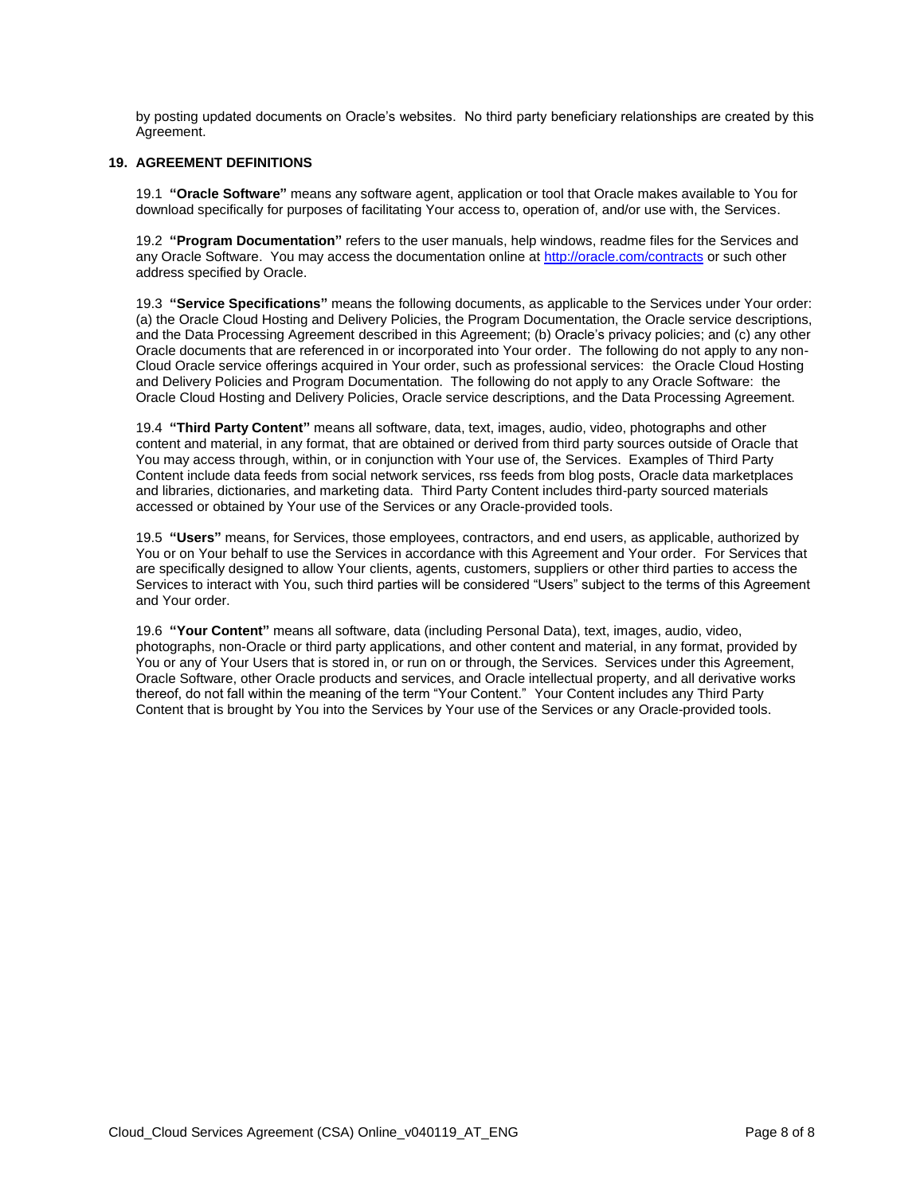by posting updated documents on Oracle's websites. No third party beneficiary relationships are created by this Agreement.

## 19. AGREEMENT DEFINITIONS

19.1 **"Oracle Software"** means any software agent, application or tool that Oracle makes available to You for download specifically for purposes of facilitating Your access to, operation of, and/or use with, the Services.

19.2 **"Program Documentation"** refers to the user manuals, help windows, readme files for the Services and any Oracle Software. You may access the documentation online at [http://oracle.com/contracts](http://oracle.com/contracts) or such other address specified by Oracle.

19.3 **"Service Specifications"** means the following documents, as applicable to the Services under Your order: (a) the Oracle Cloud Hosting and Delivery Policies, the Program Documentation, the Oracle service descriptions, and the Data Processing Agreement described in this Agreement; (b) Oracle's privacy policies; and (c) any other Oracle documents that are referenced in or incorporated into Your order. The following do not apply to any non-Cloud Oracle service offerings acquired in Your order, such as professional services: the Oracle Cloud Hosting and Delivery Policies and Program Documentation. The following do not apply to any Oracle Software: the Oracle Cloud Hosting and Delivery Policies, Oracle service descriptions, and the Data Processing Agreement.

19.4 **"Third Party Content"** means all software, data, text, images, audio, video, photographs and other content and material, in any format, that are obtained or derived from third party sources outside of Oracle that You may access through, within, or in conjunction with Your use of, the Services. Examples of Third Party Content include data feeds from social network services, rss feeds from blog posts, Oracle data marketplaces and libraries, dictionaries, and marketing data. Third Party Content includes third-party sourced materials accessed or obtained by Your use of the Services or any Oracle-provided tools.

19.5 **"Users"** means, for Services, those employees, contractors, and end users, as applicable, authorized by You or on Your behalf to use the Services in accordance with this Agreement and Your order. For Services that are specifically designed to allow Your clients, agents, customers, suppliers or other third parties to access the Services to interact with You, such third parties will be considered "Users" subject to the terms of this Agreement and Your order.

19.6 **"Your Content"** means all software, data (including Personal Data), text, images, audio, video, photographs, non-Oracle or third party applications, and other content and material, in any format, provided by You or any of Your Users that is stored in, or run on or through, the Services. Services under this Agreement, Oracle Software, other Oracle products and services, and Oracle intellectual property, and all derivative works thereof, do not fall within the meaning of the term "Your Content." Your Content includes any Third Party Content that is brought by You into the Services by Your use of the Services or any Oracle-provided tools.